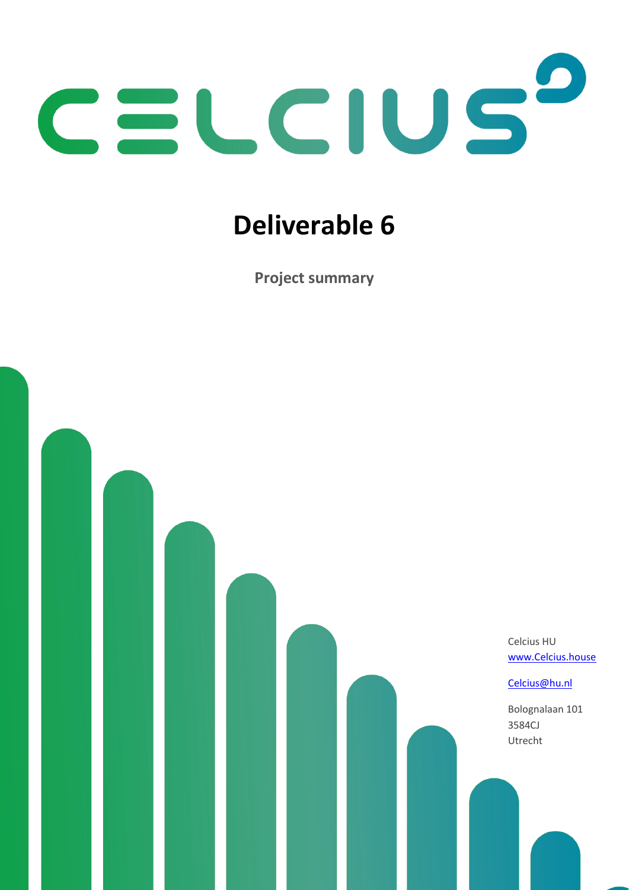# CELCIUS

# Deliverable 6

**Project summary**

Celcius HU
[www.Celcius.house](http://www.Celcius.house)

[Celcius@hu.nl](mailto:Celcius@hu.nl)

Bolognalaan 101
3584CJ
Utrecht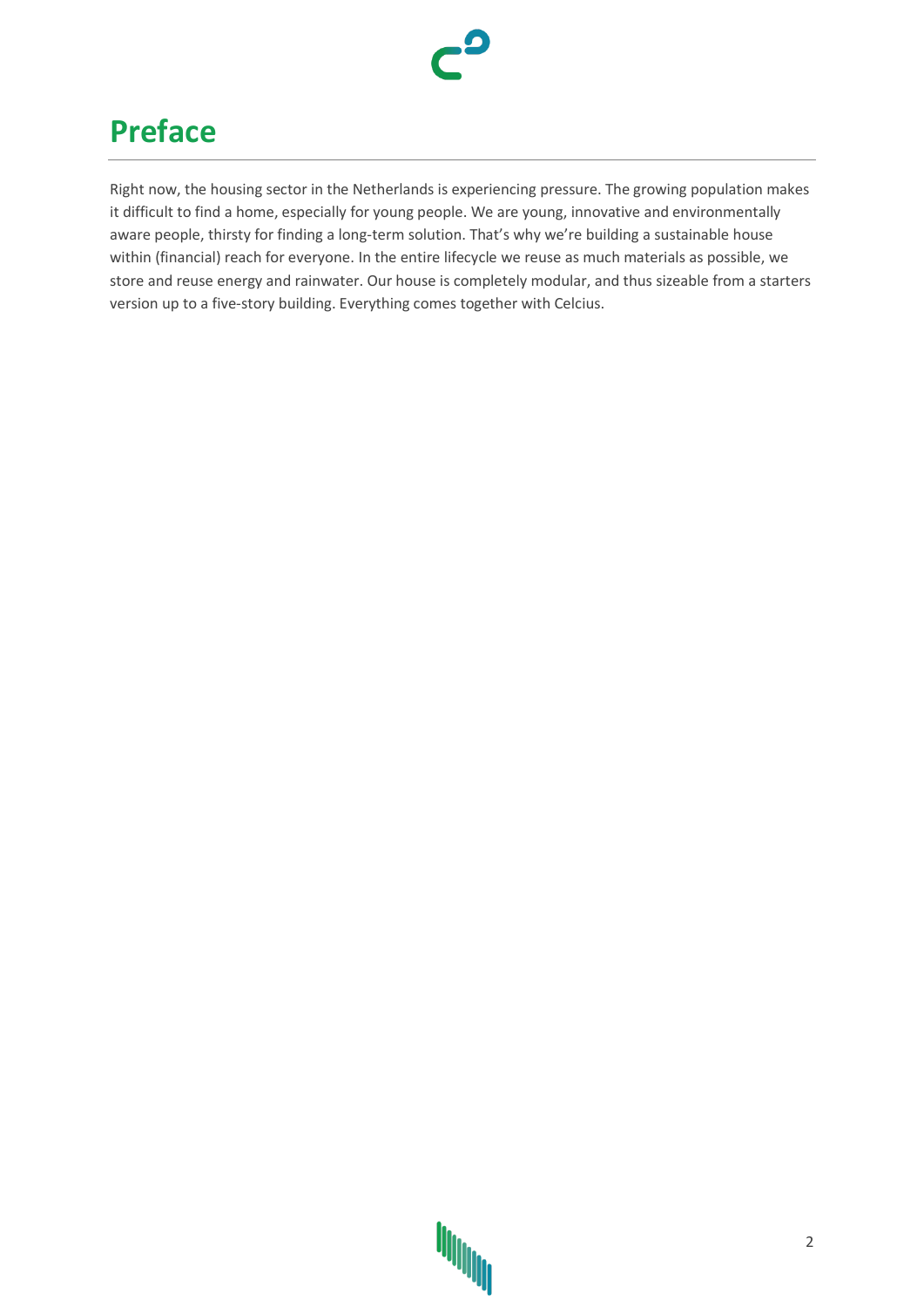# Preface

Right now, the housing sector in the Netherlands is experiencing pressure. The growing population makes it difficult to find a home, especially for young people. We are young, innovative and environmentally aware people, thirsty for finding a long-term solution. That's why we're building a sustainable house within (financial) reach for everyone. In the entire lifecycle we reuse as much materials as possible, we store and reuse energy and rainwater. Our house is completely modular, and thus sizeable from a starters version up to a five-story building. Everything comes together with Celcius.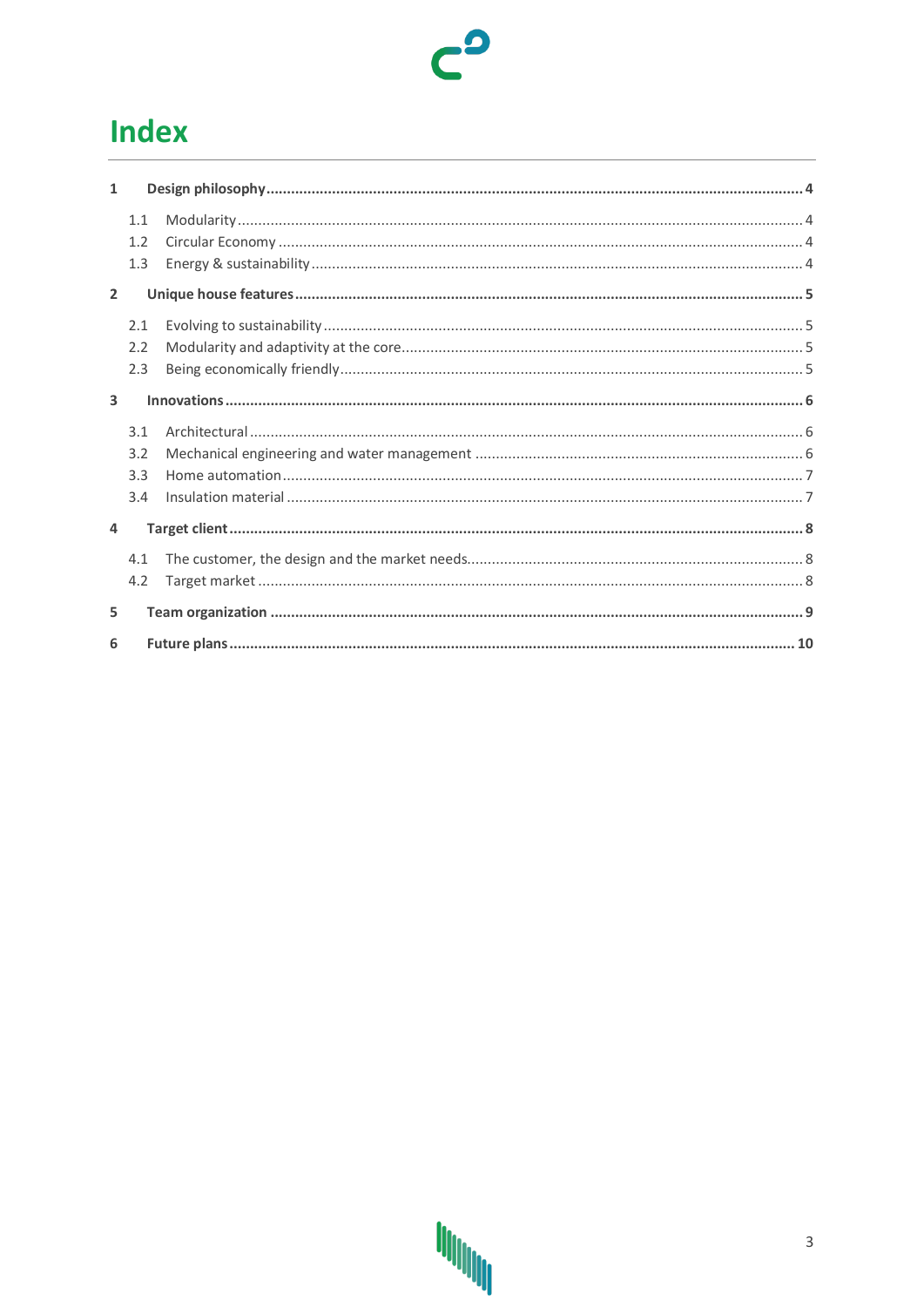# Index

**1 Design philosophy ........ 4**

- 1.1 Modularity ........ 4
- 1.2 Circular Economy ........ 4
- 1.3 Energy & sustainability ........ 4

**2 Unique house features ........ 5**

- 2.1 Evolving to sustainability ........ 5
- 2.2 Modularity and adaptivity at the core ........ 5
- 2.3 Being economically friendly ........ 5

**3 Innovations ........ 6**

- 3.1 Architectural ........ 6
- 3.2 Mechanical engineering and water management ........ 6
- 3.3 Home automation ........ 7
- 3.4 Insulation material ........ 7

**4 Target client ........ 8**

- 4.1 The customer, the design and the market needs ........ 8
- 4.2 Target market ........ 8

**5 Team organization ........ 9**

**6 Future plans ........ 10**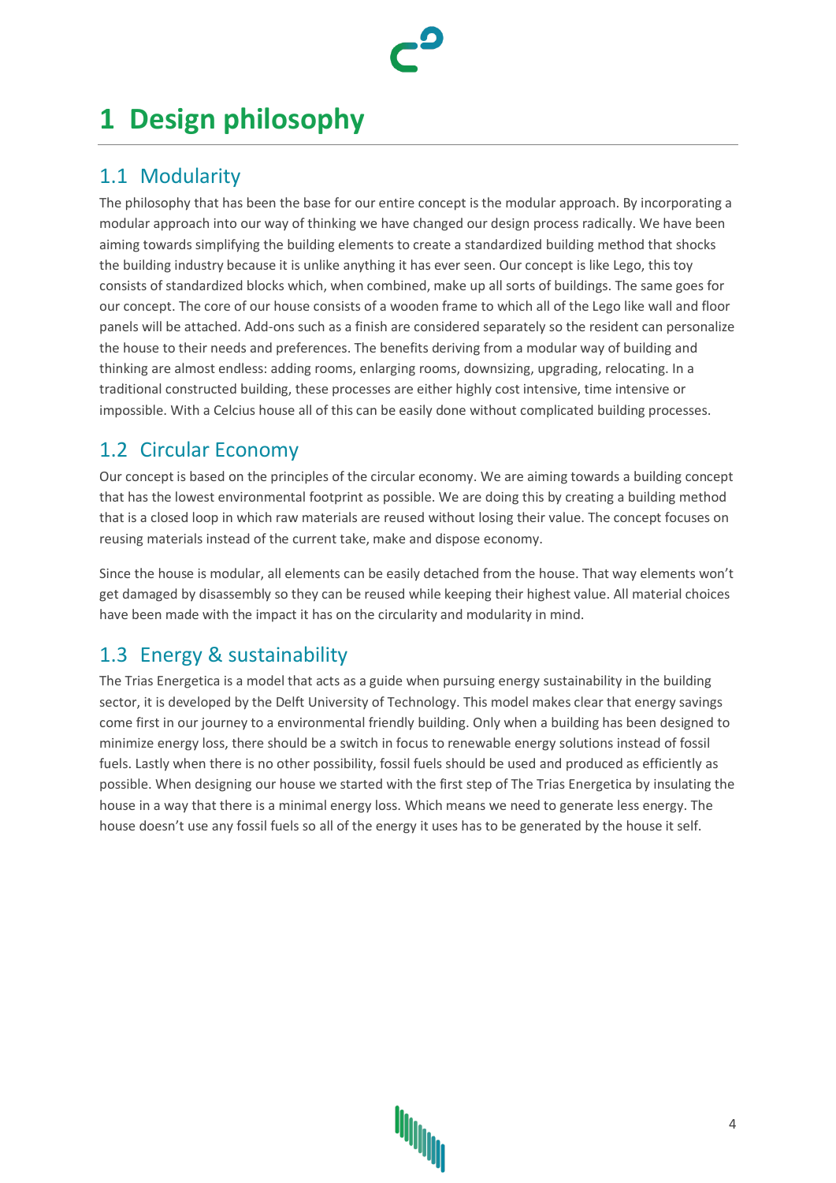# 1 Design philosophy

## 1.1 Modularity

The philosophy that has been the base for our entire concept is the modular approach. By incorporating a modular approach into our way of thinking we have changed our design process radically. We have been aiming towards simplifying the building elements to create a standardized building method that shocks the building industry because it is unlike anything it has ever seen. Our concept is like Lego, this toy consists of standardized blocks which, when combined, make up all sorts of buildings. The same goes for our concept. The core of our house consists of a wooden frame to which all of the Lego like wall and floor panels will be attached. Add-ons such as a finish are considered separately so the resident can personalize the house to their needs and preferences. The benefits deriving from a modular way of building and thinking are almost endless: adding rooms, enlarging rooms, downsizing, upgrading, relocating. In a traditional constructed building, these processes are either highly cost intensive, time intensive or impossible. With a Celcius house all of this can be easily done without complicated building processes.

## 1.2 Circular Economy

Our concept is based on the principles of the circular economy. We are aiming towards a building concept that has the lowest environmental footprint as possible. We are doing this by creating a building method that is a closed loop in which raw materials are reused without losing their value. The concept focuses on reusing materials instead of the current take, make and dispose economy.

Since the house is modular, all elements can be easily detached from the house. That way elements won't get damaged by disassembly so they can be reused while keeping their highest value. All material choices have been made with the impact it has on the circularity and modularity in mind.

## 1.3 Energy & sustainability

The Trias Energetica is a model that acts as a guide when pursuing energy sustainability in the building sector, it is developed by the Delft University of Technology. This model makes clear that energy savings come first in our journey to a environmental friendly building. Only when a building has been designed to minimize energy loss, there should be a switch in focus to renewable energy solutions instead of fossil fuels. Lastly when there is no other possibility, fossil fuels should be used and produced as efficiently as possible. When designing our house we started with the first step of The Trias Energetica by insulating the house in a way that there is a minimal energy loss. Which means we need to generate less energy. The house doesn't use any fossil fuels so all of the energy it uses has to be generated by the house it self.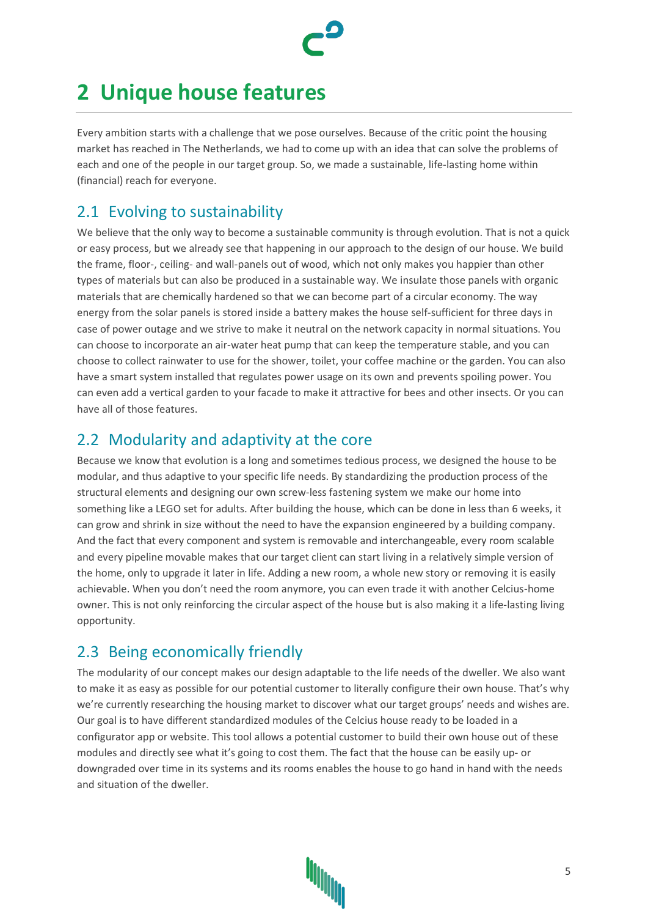# 2 Unique house features

Every ambition starts with a challenge that we pose ourselves. Because of the critic point the housing market has reached in The Netherlands, we had to come up with an idea that can solve the problems of each and one of the people in our target group. So, we made a sustainable, life-lasting home within (financial) reach for everyone.

## 2.1 Evolving to sustainability

We believe that the only way to become a sustainable community is through evolution. That is not a quick or easy process, but we already see that happening in our approach to the design of our house. We build the frame, floor-, ceiling- and wall-panels out of wood, which not only makes you happier than other types of materials but can also be produced in a sustainable way. We insulate those panels with organic materials that are chemically hardened so that we can become part of a circular economy. The way energy from the solar panels is stored inside a battery makes the house self-sufficient for three days in case of power outage and we strive to make it neutral on the network capacity in normal situations. You can choose to incorporate an air-water heat pump that can keep the temperature stable, and you can choose to collect rainwater to use for the shower, toilet, your coffee machine or the garden. You can also have a smart system installed that regulates power usage on its own and prevents spoiling power. You can even add a vertical garden to your facade to make it attractive for bees and other insects. Or you can have all of those features.

## 2.2 Modularity and adaptivity at the core

Because we know that evolution is a long and sometimes tedious process, we designed the house to be modular, and thus adaptive to your specific life needs. By standardizing the production process of the structural elements and designing our own screw-less fastening system we make our home into something like a LEGO set for adults. After building the house, which can be done in less than 6 weeks, it can grow and shrink in size without the need to have the expansion engineered by a building company. And the fact that every component and system is removable and interchangeable, every room scalable and every pipeline movable makes that our target client can start living in a relatively simple version of the home, only to upgrade it later in life. Adding a new room, a whole new story or removing it is easily achievable. When you don't need the room anymore, you can even trade it with another Celcius-home owner. This is not only reinforcing the circular aspect of the house but is also making it a life-lasting living opportunity.

## 2.3 Being economically friendly

The modularity of our concept makes our design adaptable to the life needs of the dweller. We also want to make it as easy as possible for our potential customer to literally configure their own house. That's why we're currently researching the housing market to discover what our target groups' needs and wishes are. Our goal is to have different standardized modules of the Celcius house ready to be loaded in a configurator app or website. This tool allows a potential customer to build their own house out of these modules and directly see what it's going to cost them. The fact that the house can be easily up- or downgraded over time in its systems and its rooms enables the house to go hand in hand with the needs and situation of the dweller.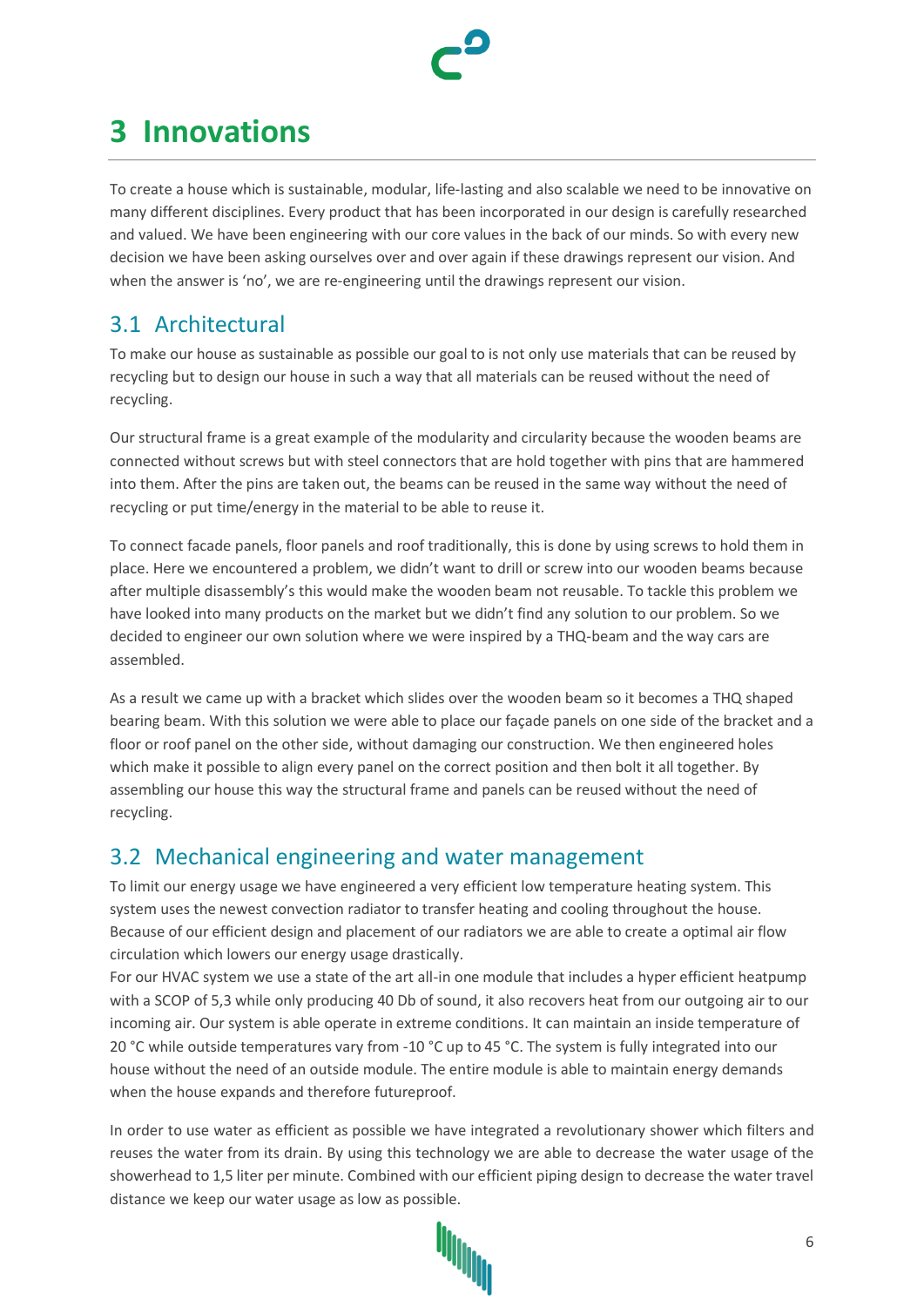# 3 Innovations

To create a house which is sustainable, modular, life-lasting and also scalable we need to be innovative on many different disciplines. Every product that has been incorporated in our design is carefully researched and valued. We have been engineering with our core values in the back of our minds. So with every new decision we have been asking ourselves over and over again if these drawings represent our vision. And when the answer is 'no', we are re-engineering until the drawings represent our vision.

## 3.1 Architectural

To make our house as sustainable as possible our goal to is not only use materials that can be reused by recycling but to design our house in such a way that all materials can be reused without the need of recycling.

Our structural frame is a great example of the modularity and circularity because the wooden beams are connected without screws but with steel connectors that are hold together with pins that are hammered into them. After the pins are taken out, the beams can be reused in the same way without the need of recycling or put time/energy in the material to be able to reuse it.

To connect facade panels, floor panels and roof traditionally, this is done by using screws to hold them in place. Here we encountered a problem, we didn't want to drill or screw into our wooden beams because after multiple disassembly's this would make the wooden beam not reusable. To tackle this problem we have looked into many products on the market but we didn't find any solution to our problem. So we decided to engineer our own solution where we were inspired by a THQ-beam and the way cars are assembled.

As a result we came up with a bracket which slides over the wooden beam so it becomes a THQ shaped bearing beam. With this solution we were able to place our façade panels on one side of the bracket and a floor or roof panel on the other side, without damaging our construction. We then engineered holes which make it possible to align every panel on the correct position and then bolt it all together. By assembling our house this way the structural frame and panels can be reused without the need of recycling.

## 3.2 Mechanical engineering and water management

To limit our energy usage we have engineered a very efficient low temperature heating system. This system uses the newest convection radiator to transfer heating and cooling throughout the house. Because of our efficient design and placement of our radiators we are able to create a optimal air flow circulation which lowers our energy usage drastically.
For our HVAC system we use a state of the art all-in one module that includes a hyper efficient heatpump with a SCOP of 5,3 while only producing 40 Db of sound, it also recovers heat from our outgoing air to our incoming air. Our system is able operate in extreme conditions. It can maintain an inside temperature of 20 °C while outside temperatures vary from -10 °C up to 45 °C. The system is fully integrated into our house without the need of an outside module. The entire module is able to maintain energy demands when the house expands and therefore futureproof.

In order to use water as efficient as possible we have integrated a revolutionary shower which filters and reuses the water from its drain. By using this technology we are able to decrease the water usage of the showerhead to 1,5 liter per minute. Combined with our efficient piping design to decrease the water travel distance we keep our water usage as low as possible.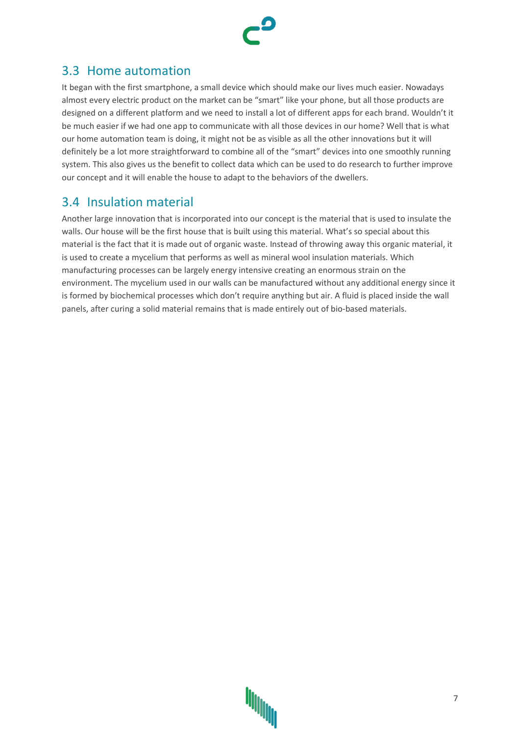## 3.3 Home automation

It began with the first smartphone, a small device which should make our lives much easier. Nowadays almost every electric product on the market can be "smart" like your phone, but all those products are designed on a different platform and we need to install a lot of different apps for each brand. Wouldn't it be much easier if we had one app to communicate with all those devices in our home? Well that is what our home automation team is doing, it might not be as visible as all the other innovations but it will definitely be a lot more straightforward to combine all of the "smart" devices into one smoothly running system. This also gives us the benefit to collect data which can be used to do research to further improve our concept and it will enable the house to adapt to the behaviors of the dwellers.

## 3.4 Insulation material

Another large innovation that is incorporated into our concept is the material that is used to insulate the walls. Our house will be the first house that is built using this material. What's so special about this material is the fact that it is made out of organic waste. Instead of throwing away this organic material, it is used to create a mycelium that performs as well as mineral wool insulation materials. Which manufacturing processes can be largely energy intensive creating an enormous strain on the environment. The mycelium used in our walls can be manufactured without any additional energy since it is formed by biochemical processes which don't require anything but air. A fluid is placed inside the wall panels, after curing a solid material remains that is made entirely out of bio-based materials.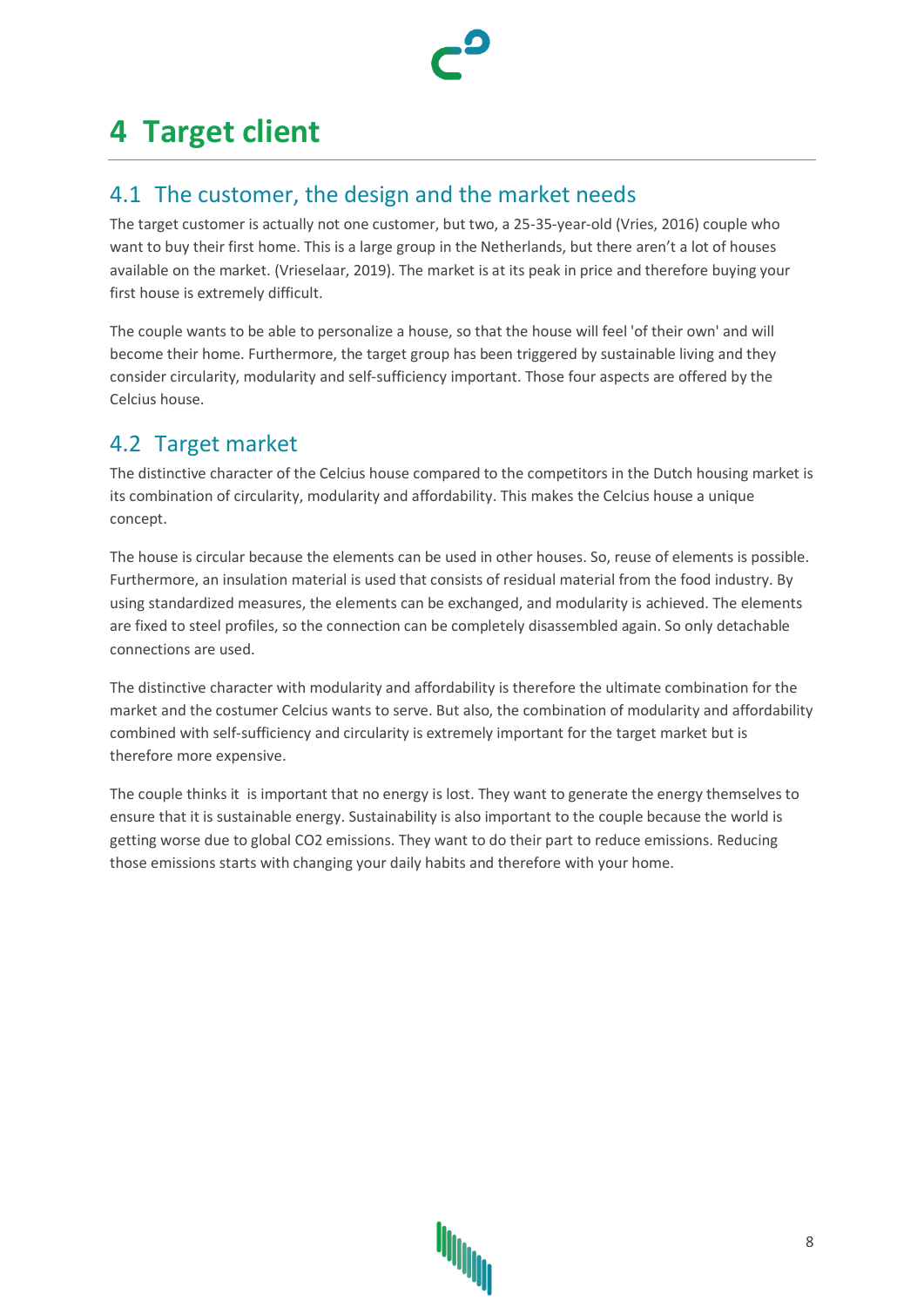# 4 Target client

## 4.1 The customer, the design and the market needs

The target customer is actually not one customer, but two, a 25-35-year-old (Vries, 2016) couple who want to buy their first home. This is a large group in the Netherlands, but there aren't a lot of houses available on the market. (Vrieselaar, 2019). The market is at its peak in price and therefore buying your first house is extremely difficult.

The couple wants to be able to personalize a house, so that the house will feel 'of their own' and will become their home. Furthermore, the target group has been triggered by sustainable living and they consider circularity, modularity and self-sufficiency important. Those four aspects are offered by the Celcius house.

## 4.2 Target market

The distinctive character of the Celcius house compared to the competitors in the Dutch housing market is its combination of circularity, modularity and affordability. This makes the Celcius house a unique concept.

The house is circular because the elements can be used in other houses. So, reuse of elements is possible. Furthermore, an insulation material is used that consists of residual material from the food industry. By using standardized measures, the elements can be exchanged, and modularity is achieved. The elements are fixed to steel profiles, so the connection can be completely disassembled again. So only detachable connections are used.

The distinctive character with modularity and affordability is therefore the ultimate combination for the market and the costumer Celcius wants to serve. But also, the combination of modularity and affordability combined with self-sufficiency and circularity is extremely important for the target market but is therefore more expensive.

The couple thinks it is important that no energy is lost. They want to generate the energy themselves to ensure that it is sustainable energy. Sustainability is also important to the couple because the world is getting worse due to global $CO_2$ emissions. They want to do their part to reduce emissions. Reducing those emissions starts with changing your daily habits and therefore with your home.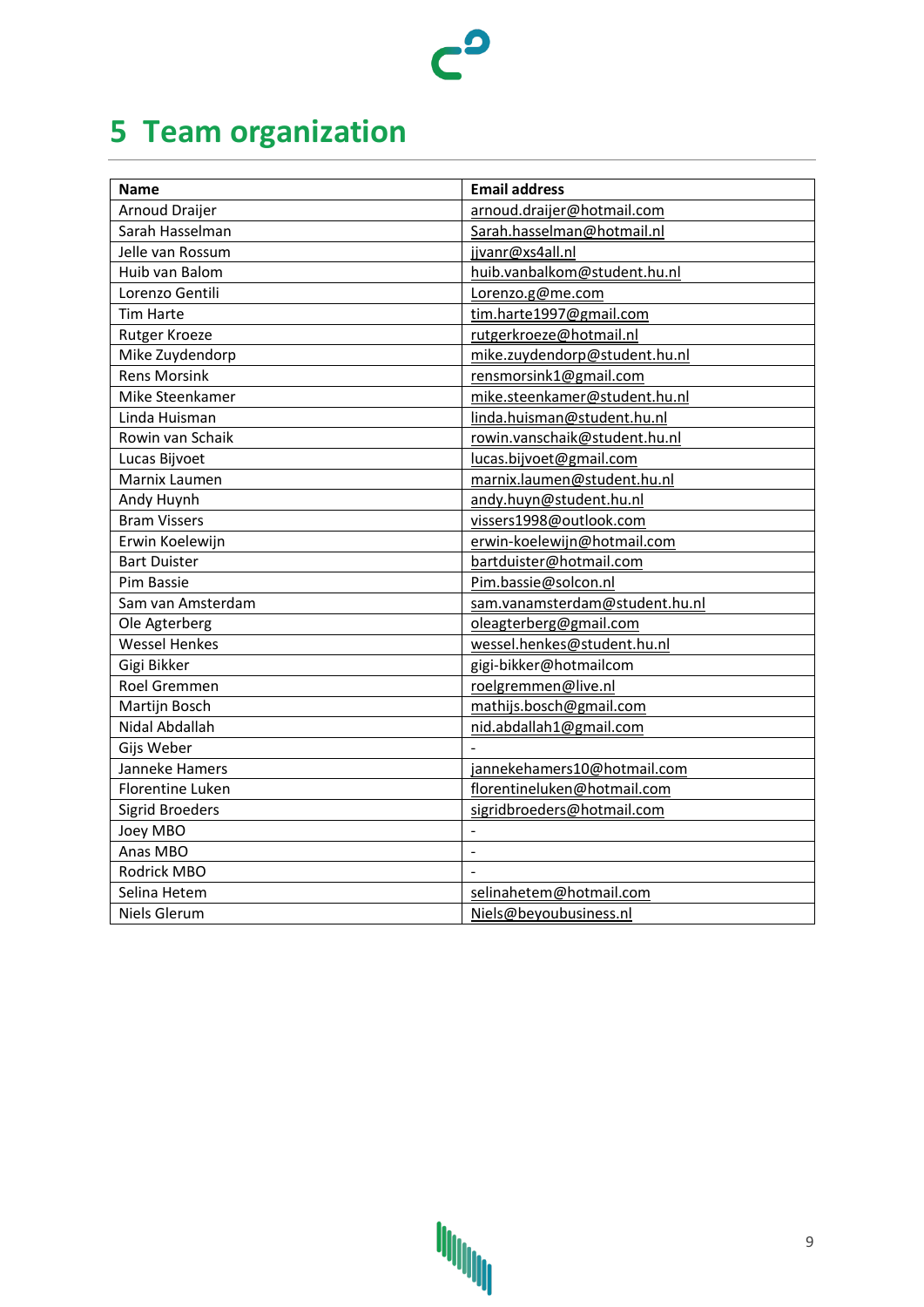# 5 Team organization

| Name | Email address |
| --- | --- |
| Arnoud Draijer | arnoud.draijer@hotmail.com |
| Sarah Hasselman | Sarah.hasselman@hotmail.nl |
| Jelle van Rossum | jjvanr@xs4all.nl |
| Huib van Balom | huib.vanbalkom@student.hu.nl |
| Lorenzo Gentili | Lorenzo.g@me.com |
| Tim Harte | tim.harte1997@gmail.com |
| Rutger Kroeze | rutgerkroeze@hotmail.nl |
| Mike Zuydendorp | mike.zuydendorp@student.hu.nl |
| Rens Morsink | rensmorsink1@gmail.com |
| Mike Steenkamer | mike.steenkamer@student.hu.nl |
| Linda Huisman | linda.huisman@student.hu.nl |
| Rowin van Schaik | rowin.vanschaik@student.hu.nl |
| Lucas Bijvoet | lucas.bijvoet@gmail.com |
| Marnix Laumen | marnix.laumen@student.hu.nl |
| Andy Huynh | andy.huyn@student.hu.nl |
| Bram Vissers | vissers1998@outlook.com |
| Erwin Koelewijn | erwin-koelewijn@hotmail.com |
| Bart Duister | bartduister@hotmail.com |
| Pim Bassie | Pim.bassie@solcon.nl |
| Sam van Amsterdam | sam.vanamsterdam@student.hu.nl |
| Ole Agterberg | oleagterberg@gmail.com |
| Wessel Henkes | wessel.henkes@student.hu.nl |
| Gigi Bikker | gigi-bikker@hotmailcom |
| Roel Gremmen | roelgremmen@live.nl |
| Martijn Bosch | mathijs.bosch@gmail.com |
| Nidal Abdallah | nid.abdallah1@gmail.com |
| Gijs Weber | - |
| Janneke Hamers | jannekehamers10@hotmail.com |
| Florentine Luken | florentineluken@hotmail.com |
| Sigrid Broeders | sigridbroeders@hotmail.com |
| Joey MBO | - |
| Anas MBO | - |
| Rodrick MBO | - |
| Selina Hetem | selinahetem@hotmail.com |
| Niels Glerum | Niels@beyoubusiness.nl |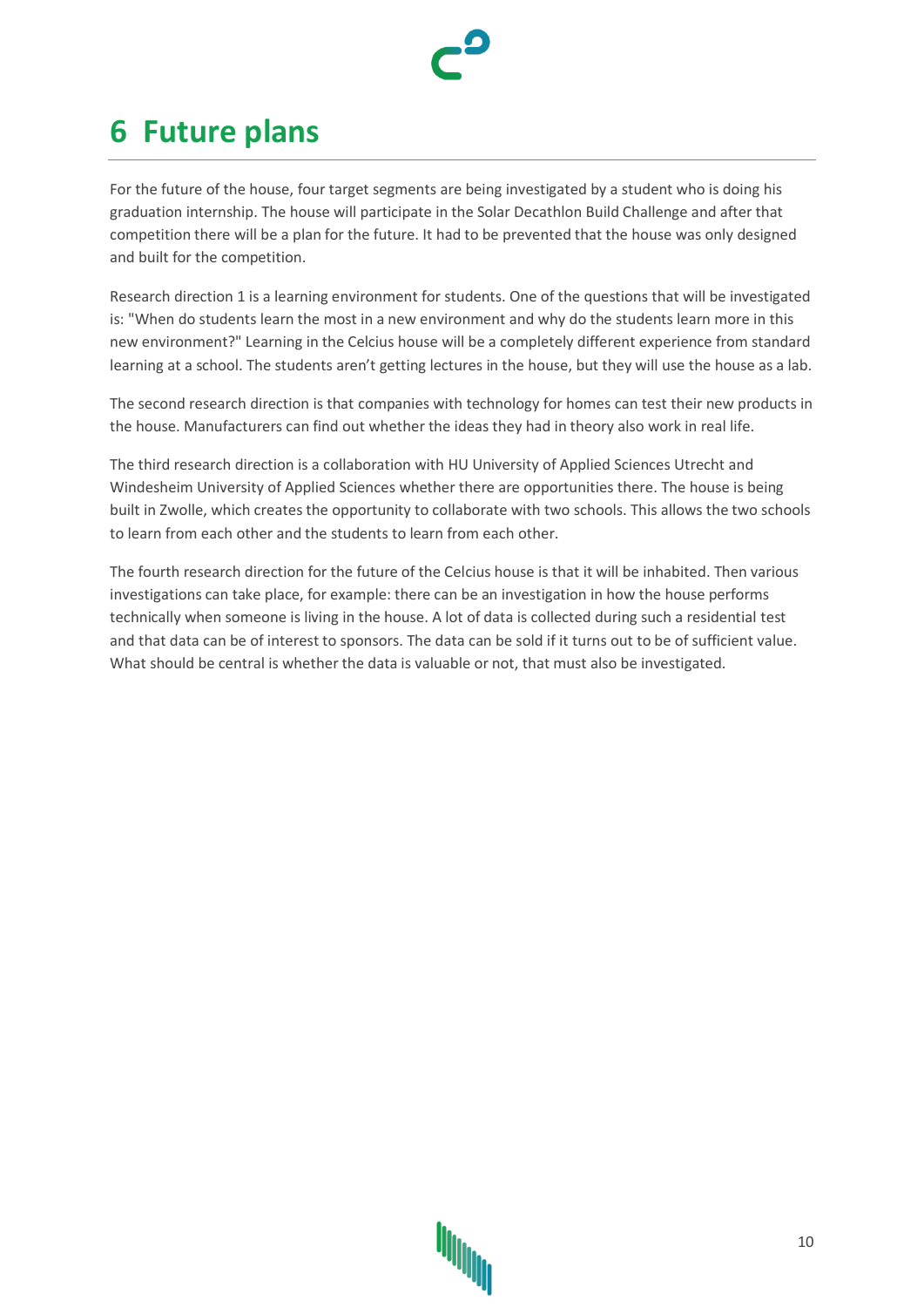# 6 Future plans

For the future of the house, four target segments are being investigated by a student who is doing his graduation internship. The house will participate in the Solar Decathlon Build Challenge and after that competition there will be a plan for the future. It had to be prevented that the house was only designed and built for the competition.

Research direction 1 is a learning environment for students. One of the questions that will be investigated is: "When do students learn the most in a new environment and why do the students learn more in this new environment?" Learning in the Celcius house will be a completely different experience from standard learning at a school. The students aren't getting lectures in the house, but they will use the house as a lab.

The second research direction is that companies with technology for homes can test their new products in the house. Manufacturers can find out whether the ideas they had in theory also work in real life.

The third research direction is a collaboration with HU University of Applied Sciences Utrecht and Windesheim University of Applied Sciences whether there are opportunities there. The house is being built in Zwolle, which creates the opportunity to collaborate with two schools. This allows the two schools to learn from each other and the students to learn from each other.

The fourth research direction for the future of the Celcius house is that it will be inhabited. Then various investigations can take place, for example: there can be an investigation in how the house performs technically when someone is living in the house. A lot of data is collected during such a residential test and that data can be of interest to sponsors. The data can be sold if it turns out to be of sufficient value. What should be central is whether the data is valuable or not, that must also be investigated.